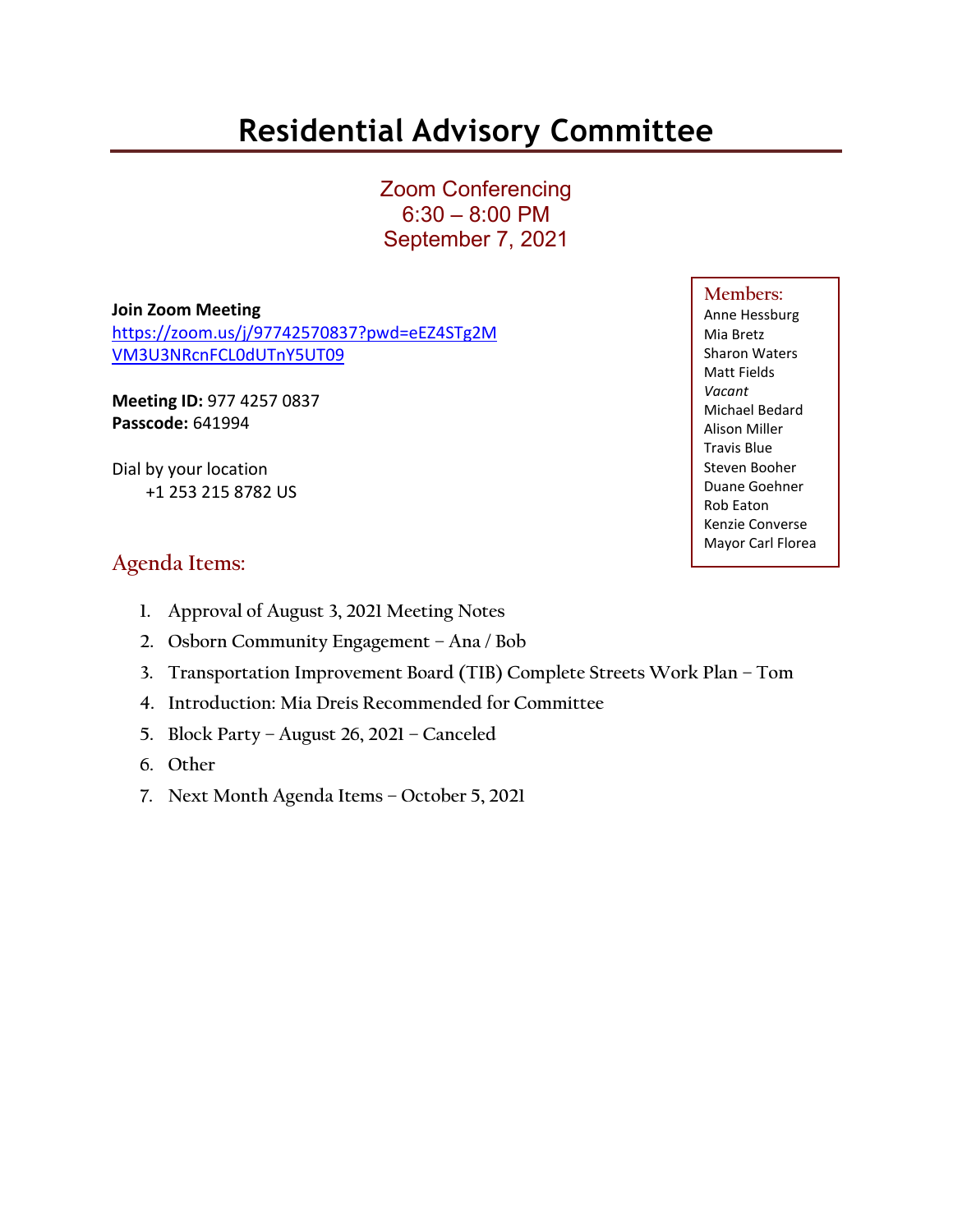# Residential Advisory Committee

Zoom Conferencing
6:30 – 8:00 PM
September 7, 2021

**Join Zoom Meeting**
https://zoom.us/j/97742570837?pwd=eEZ4STg2MVM3U3NRcnFCL0dUTnY5UT09

**Meeting ID:** 977 4257 0837
**Passcode:** 641994

Dial by your location
+1 253 215 8782 US

**Members:**
Anne Hessburg
Mia Bretz
Sharon Waters
Matt Fields
*Vacant*
Michael Bedard
Alison Miller
Travis Blue
Steven Booher
Duane Goehner
Rob Eaton
Kenzie Converse
Mayor Carl Florea

## Agenda Items:

1. Approval of August 3, 2021 Meeting Notes
2. Osborn Community Engagement – Ana / Bob
3. Transportation Improvement Board (TIB) Complete Streets Work Plan – Tom
4. Introduction: Mia Dreis Recommended for Committee
5. Block Party – August 26, 2021 – Canceled
6. Other
7. Next Month Agenda Items – October 5, 2021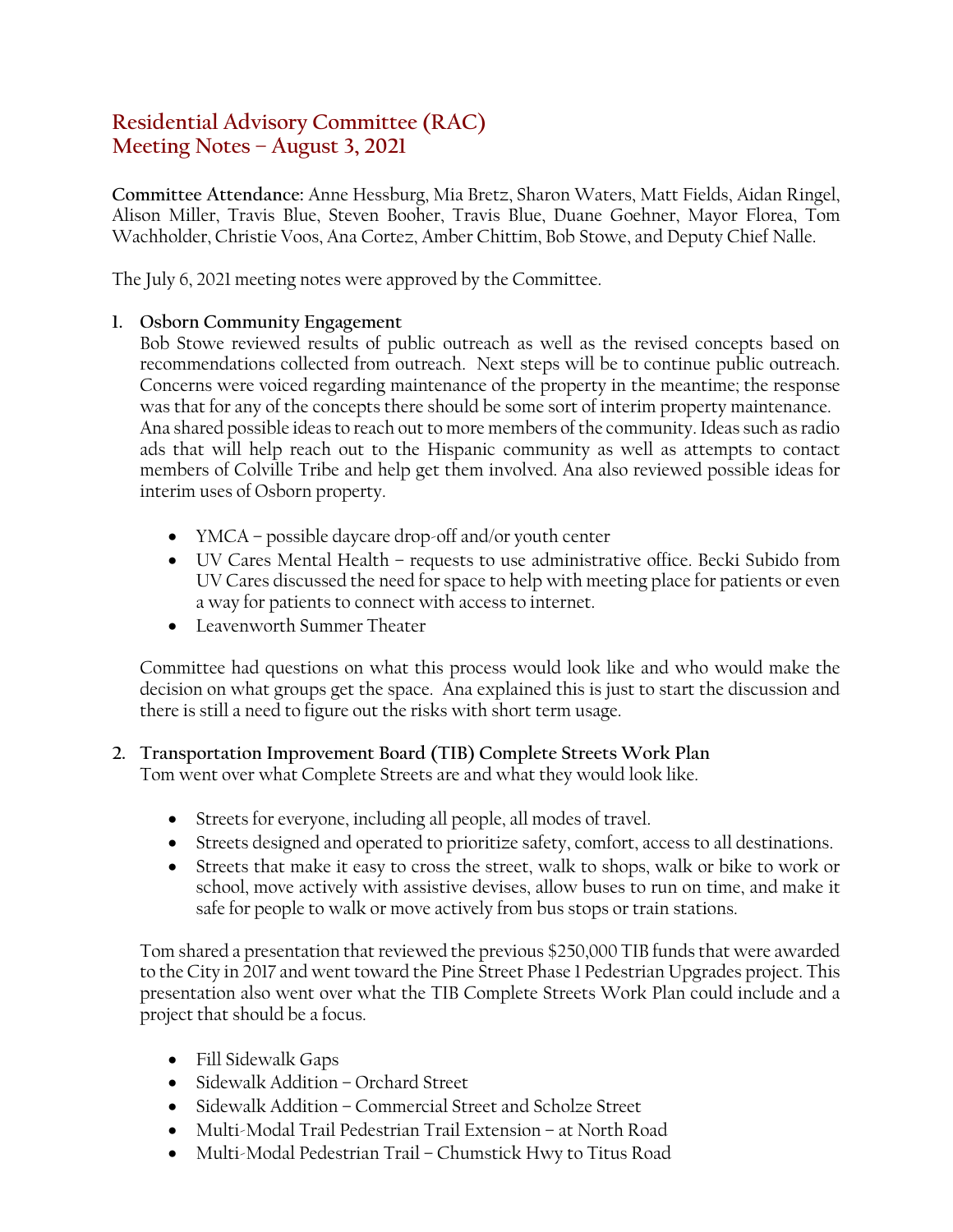# Residential Advisory Committee (RAC)
# Meeting Notes – August 3, 2021

**Committee Attendance:** Anne Hessburg, Mia Bretz, Sharon Waters, Matt Fields, Aidan Ringel, Alison Miller, Travis Blue, Steven Booher, Travis Blue, Duane Goehner, Mayor Florea, Tom Wachholder, Christie Voos, Ana Cortez, Amber Chittim, Bob Stowe, and Deputy Chief Nalle.

The July 6, 2021 meeting notes were approved by the Committee.

1. **Osborn Community Engagement**
   Bob Stowe reviewed results of public outreach as well as the revised concepts based on recommendations collected from outreach. Next steps will be to continue public outreach. Concerns were voiced regarding maintenance of the property in the meantime; the response was that for any of the concepts there should be some sort of interim property maintenance. Ana shared possible ideas to reach out to more members of the community. Ideas such as radio ads that will help reach out to the Hispanic community as well as attempts to contact members of Colville Tribe and help get them involved. Ana also reviewed possible ideas for interim uses of Osborn property.

   - YMCA – possible daycare drop-off and/or youth center
   - UV Cares Mental Health – requests to use administrative office. Becki Subido from UV Cares discussed the need for space to help with meeting place for patients or even a way for patients to connect with access to internet.
   - Leavenworth Summer Theater

   Committee had questions on what this process would look like and who would make the decision on what groups get the space. Ana explained this is just to start the discussion and there is still a need to figure out the risks with short term usage.

2. **Transportation Improvement Board (TIB) Complete Streets Work Plan**
   Tom went over what Complete Streets are and what they would look like.

   - Streets for everyone, including all people, all modes of travel.
   - Streets designed and operated to prioritize safety, comfort, access to all destinations.
   - Streets that make it easy to cross the street, walk to shops, walk or bike to work or school, move actively with assistive devises, allow buses to run on time, and make it safe for people to walk or move actively from bus stops or train stations.

   Tom shared a presentation that reviewed the previous $250,000 TIB funds that were awarded to the City in 2017 and went toward the Pine Street Phase 1 Pedestrian Upgrades project. This presentation also went over what the TIB Complete Streets Work Plan could include and a project that should be a focus.

   - Fill Sidewalk Gaps
   - Sidewalk Addition – Orchard Street
   - Sidewalk Addition – Commercial Street and Scholze Street
   - Multi-Modal Trail Pedestrian Trail Extension – at North Road
   - Multi-Modal Pedestrian Trail – Chumstick Hwy to Titus Road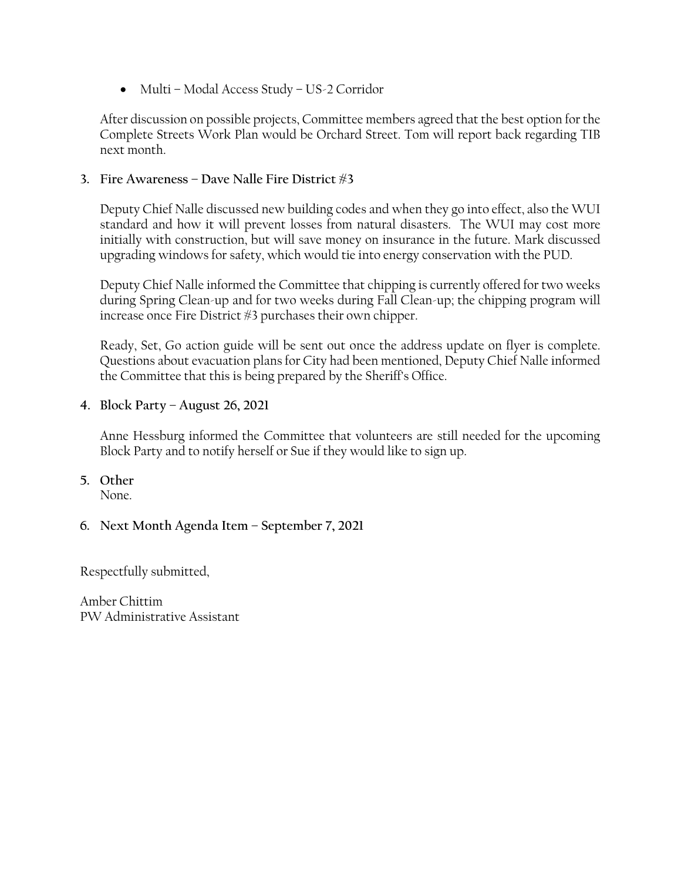- Multi – Modal Access Study – US-2 Corridor

After discussion on possible projects, Committee members agreed that the best option for the Complete Streets Work Plan would be Orchard Street. Tom will report back regarding TIB next month.

3. **Fire Awareness – Dave Nalle Fire District #3**

   Deputy Chief Nalle discussed new building codes and when they go into effect, also the WUI standard and how it will prevent losses from natural disasters. The WUI may cost more initially with construction, but will save money on insurance in the future. Mark discussed upgrading windows for safety, which would tie into energy conservation with the PUD.

   Deputy Chief Nalle informed the Committee that chipping is currently offered for two weeks during Spring Clean-up and for two weeks during Fall Clean-up; the chipping program will increase once Fire District #3 purchases their own chipper.

   Ready, Set, Go action guide will be sent out once the address update on flyer is complete. Questions about evacuation plans for City had been mentioned, Deputy Chief Nalle informed the Committee that this is being prepared by the Sheriff's Office.

4. **Block Party – August 26, 2021**

   Anne Hessburg informed the Committee that volunteers are still needed for the upcoming Block Party and to notify herself or Sue if they would like to sign up.

5. **Other**
   None.

6. **Next Month Agenda Item – September 7, 2021**

Respectfully submitted,

Amber Chittim
PW Administrative Assistant